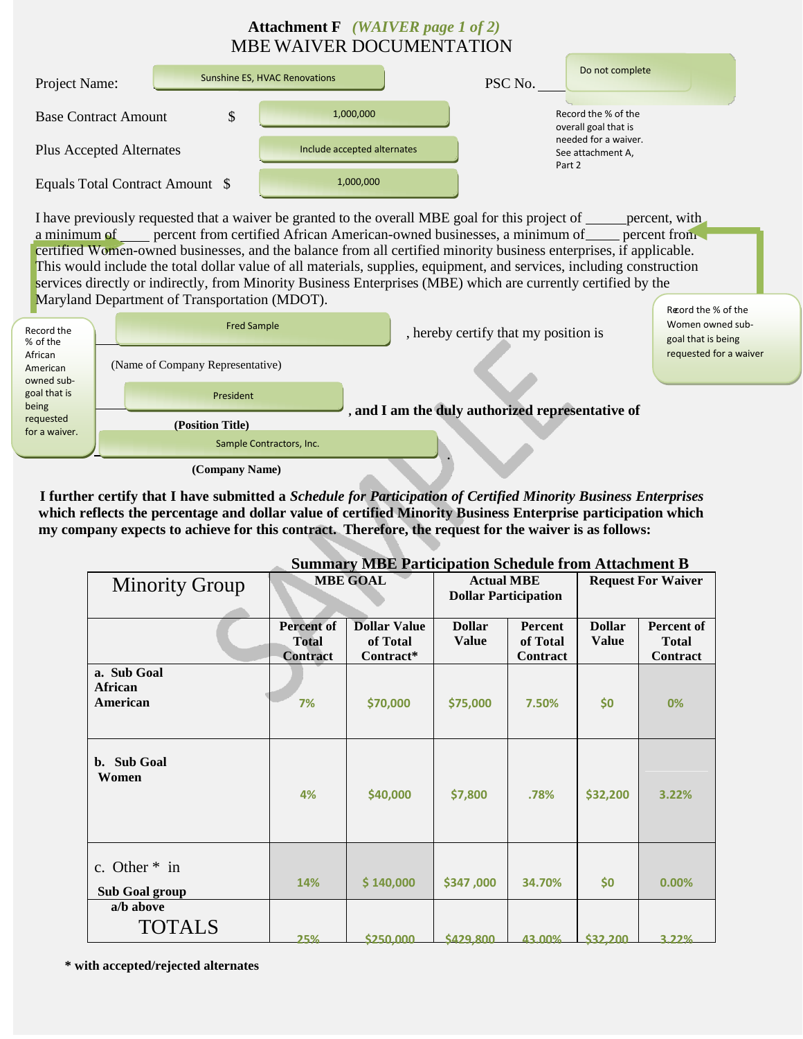# Attachment F *(WAIVER page 1 of 2)*

## MBE WAIVER DOCUMENTATION

Project Name: Sunshine ES, HVAC Renovations

PSC No. ____ Do not complete

Base Contract Amount $ 1,000,000

Plus Accepted Alternates: Include accepted alternates

Equals Total Contract Amount $ 1,000,000

Record the % of the overall goal that is needed for a waiver. See attachment A, Part 2

I have previously requested that a waiver be granted to the overall MBE goal for this project of ______percent, with a minimum of _____ percent from certified African American-owned businesses, a minimum of_____ percent from certified Women-owned businesses, and the balance from all certified minority business enterprises, if applicable. This would include the total dollar value of all materials, supplies, equipment, and services, including construction services directly or indirectly, from Minority Business Enterprises (MBE) which are currently certified by the Maryland Department of Transportation (MDOT).

Record the % of the Women owned sub-goal that is being requested for a waiver

Record the % of the African American owned sub-goal that is being requested for a waiver.

Fred Sample, hereby certify that my position is

(Name of Company Representative)

President, **and I am the duly authorized representative of**

**(Position Title)**

Sample Contractors, Inc.

**(Company Name)**

**I further certify that I have submitted a *Schedule for Participation of Certified Minority Business Enterprises* which reflects the percentage and dollar value of certified Minority Business Enterprise participation which my company expects to achieve for this contract. Therefore, the request for the waiver is as follows:**

**Summary MBE Participation Schedule from Attachment B**

| Minority Group | MBE GOAL | | Actual MBE Dollar Participation | | Request For Waiver | |
|---|---|---|---|---|---|---|
| | Percent of Total Contract | Dollar Value of Total Contract* | Dollar Value | Percent of Total Contract | Dollar Value | Percent of Total Contract |
| a. Sub Goal African American | 7% | $70,000 | $75,000 | 7.50% | $0 | 0% |
| b. Sub Goal Women | 4% | $40,000 | $7,800 | .78% | $32,200 | 3.22% |
| c. Other * in Sub Goal group a/b above | 14% | $ 140,000 | $347 ,000 | 34.70% | $0 | 0.00% |
| TOTALS | 25% | $250,000 | $429,800 | 43.00% | $32,200 | 3.22% |

**\* with accepted/rejected alternates**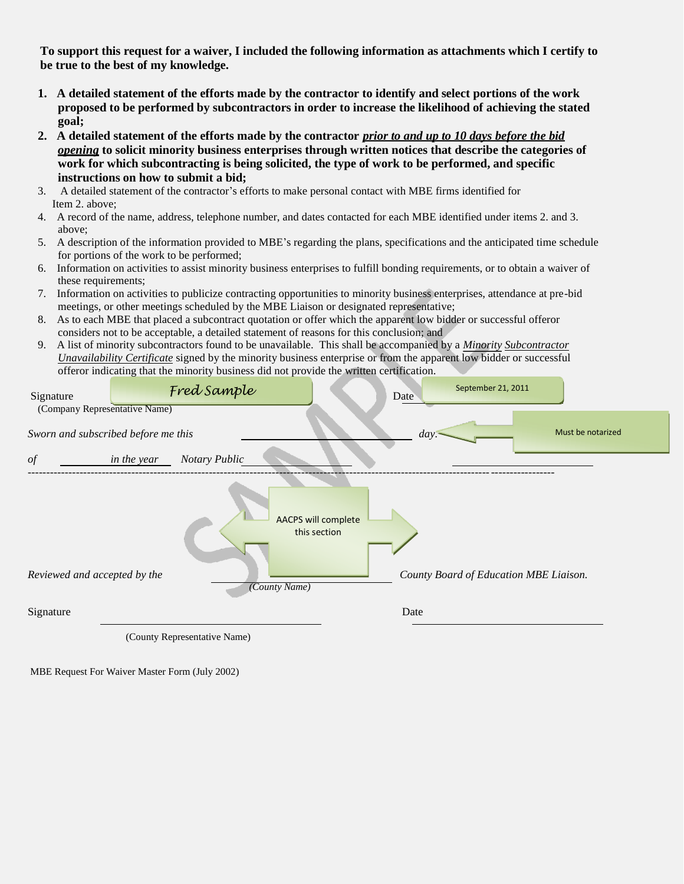**To support this request for a waiver, I included the following information as attachments which I certify to be true to the best of my knowledge.**

1. **A detailed statement of the efforts made by the contractor to identify and select portions of the work proposed to be performed by subcontractors in order to increase the likelihood of achieving the stated goal;**
2. **A detailed statement of the efforts made by the contractor _prior to and up to 10 days before the bid opening_ to solicit minority business enterprises through written notices that describe the categories of work for which subcontracting is being solicited, the type of work to be performed, and specific instructions on how to submit a bid;**
3. A detailed statement of the contractor's efforts to make personal contact with MBE firms identified for Item 2. above;
4. A record of the name, address, telephone number, and dates contacted for each MBE identified under items 2. and 3. above;
5. A description of the information provided to MBE's regarding the plans, specifications and the anticipated time schedule for portions of the work to be performed;
6. Information on activities to assist minority business enterprises to fulfill bonding requirements, or to obtain a waiver of these requirements;
7. Information on activities to publicize contracting opportunities to minority business enterprises, attendance at pre-bid meetings, or other meetings scheduled by the MBE Liaison or designated representative;
8. As to each MBE that placed a subcontract quotation or offer which the apparent low bidder or successful offeror considers not to be acceptable, a detailed statement of reasons for this conclusion; and
9. A list of minority subcontractors found to be unavailable. This shall be accompanied by a _Minority Subcontractor Unavailability Certificate_ signed by the minority business enterprise or from the apparent low bidder or successful offeror indicating that the minority business did not provide the written certification.

Signature Fred Sample Date September 21, 2011
(Company Representative Name)

*Sworn and subscribed before me this* ______________ *day.* Must be notarized

*of* ________ *in the year* ______ *Notary Public* ______________

---

AACPS will complete this section

*Reviewed and accepted by the* ______________ *County Board of Education MBE Liaison.*
*(County Name)*

Signature ______________ Date ______________

(County Representative Name)

MBE Request For Waiver Master Form (July 2002)